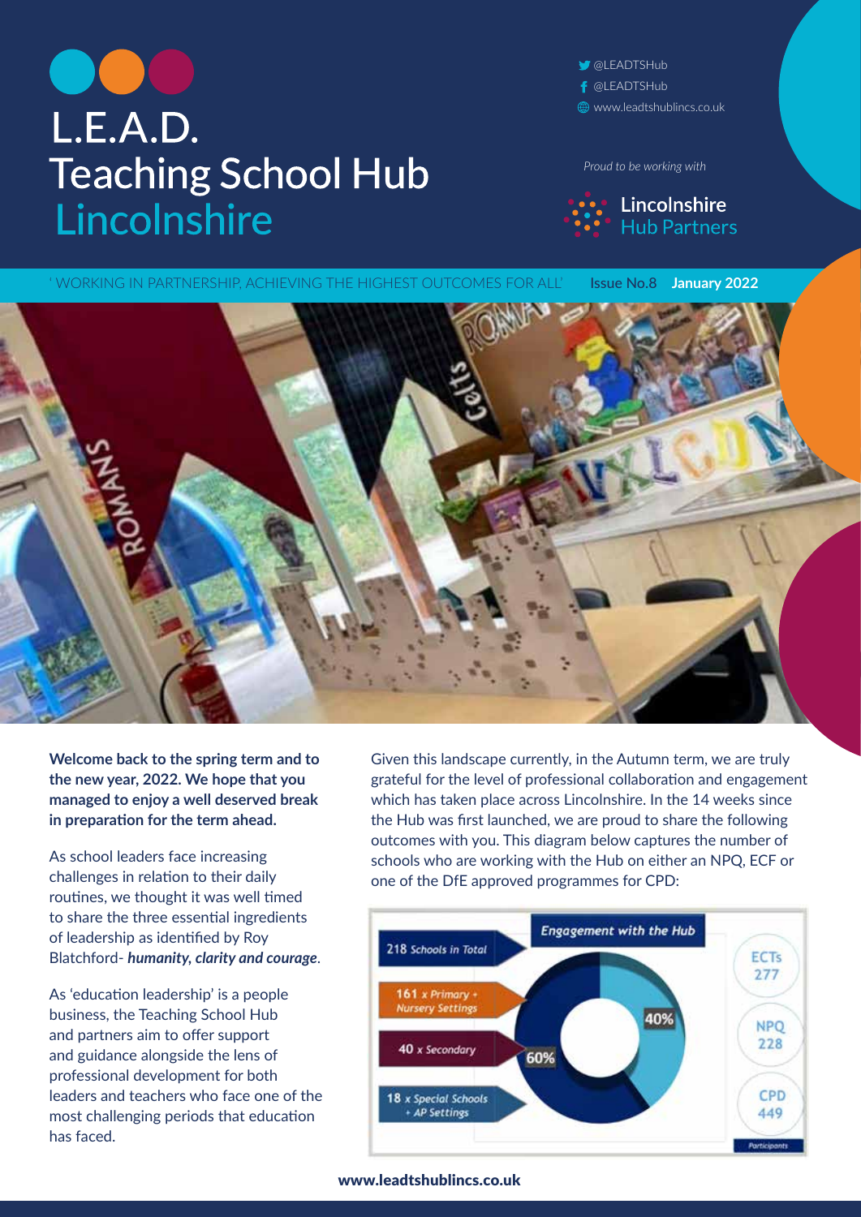# L.E.A.D. Teaching School Hub Lincolnshire

@LEADTSHub
@LEADTSHub
www.leadtshublincs.co.uk

*Proud to be working with*

**Lincolnshire Hub Partners**

' WORKING IN PARTNERSHIP, ACHIEVING THE HIGHEST OUTCOMES FOR ALL' **Issue No.8** **January 2022**

**Welcome back to the spring term and to the new year, 2022. We hope that you managed to enjoy a well deserved break in preparation for the term ahead.**

As school leaders face increasing challenges in relation to their daily routines, we thought it was well timed to share the three essential ingredients of leadership as identified by Roy Blatchford- ***humanity, clarity and courage***.

As 'education leadership' is a people business, the Teaching School Hub and partners aim to offer support and guidance alongside the lens of professional development for both leaders and teachers who face one of the most challenging periods that education has faced.

Given this landscape currently, in the Autumn term, we are truly grateful for the level of professional collaboration and engagement which has taken place across Lincolnshire. In the 14 weeks since the Hub was first launched, we are proud to share the following outcomes with you. This diagram below captures the number of schools who are working with the Hub on either an NPQ, ECF or one of the DfE approved programmes for CPD:

**Engagement with the Hub**

- 218 Schools in Total
- 161 x Primary + Nursery Settings
- 40 x Secondary
- 18 x Special Schools + AP Settings

60% / 40%

Participants:

- ECTs 277
- NPQ 228
- CPD 449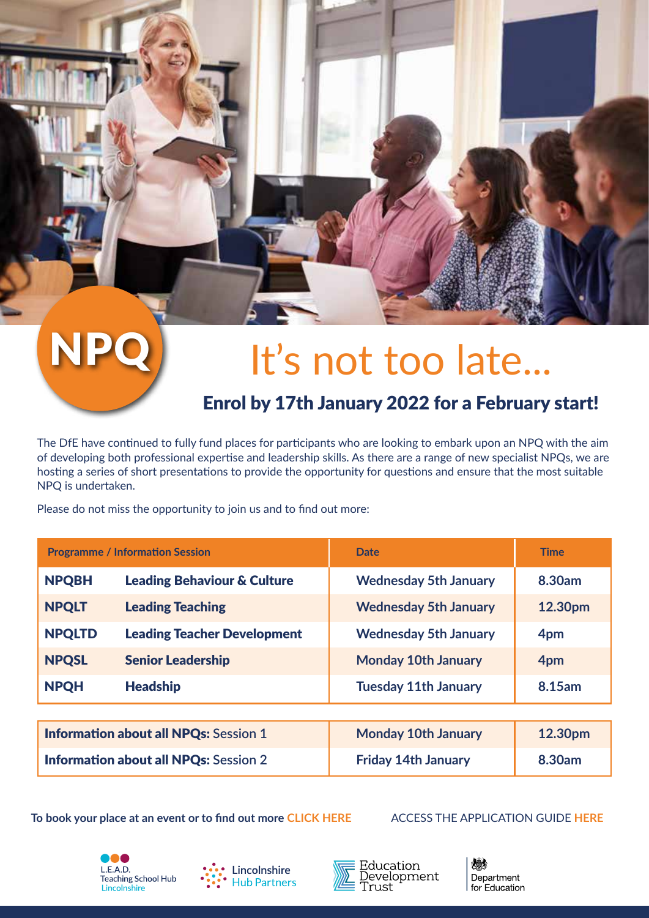NPQ

# It's not too late...

## Enrol by 17th January 2022 for a February start!

The DfE have continued to fully fund places for participants who are looking to embark upon an NPQ with the aim of developing both professional expertise and leadership skills. As there are a range of new specialist NPQs, we are hosting a series of short presentations to provide the opportunity for questions and ensure that the most suitable NPQ is undertaken.

Please do not miss the opportunity to join us and to find out more:

| Programme / Information Session | | Date | Time |
|---|---|---|---|
| **NPQBH** | **Leading Behaviour & Culture** | **Wednesday 5th January** | **8.30am** |
| **NPQLT** | **Leading Teaching** | **Wednesday 5th January** | **12.30pm** |
| **NPQLTD** | **Leading Teacher Development** | **Wednesday 5th January** | **4pm** |
| **NPQSL** | **Senior Leadership** | **Monday 10th January** | **4pm** |
| **NPQH** | **Headship** | **Tuesday 11th January** | **8.15am** |

| | | |
|---|---|---|
| **Information about all NPQs:** Session 1 | **Monday 10th January** | **12.30pm** |
| **Information about all NPQs:** Session 2 | **Friday 14th January** | **8.30am** |

**To book your place at an event or to find out more CLICK HERE**

ACCESS THE APPLICATION GUIDE **HERE**

L.E.A.D. Teaching School Hub Lincolnshire | Lincolnshire Hub Partners | Education Development Trust | Department for Education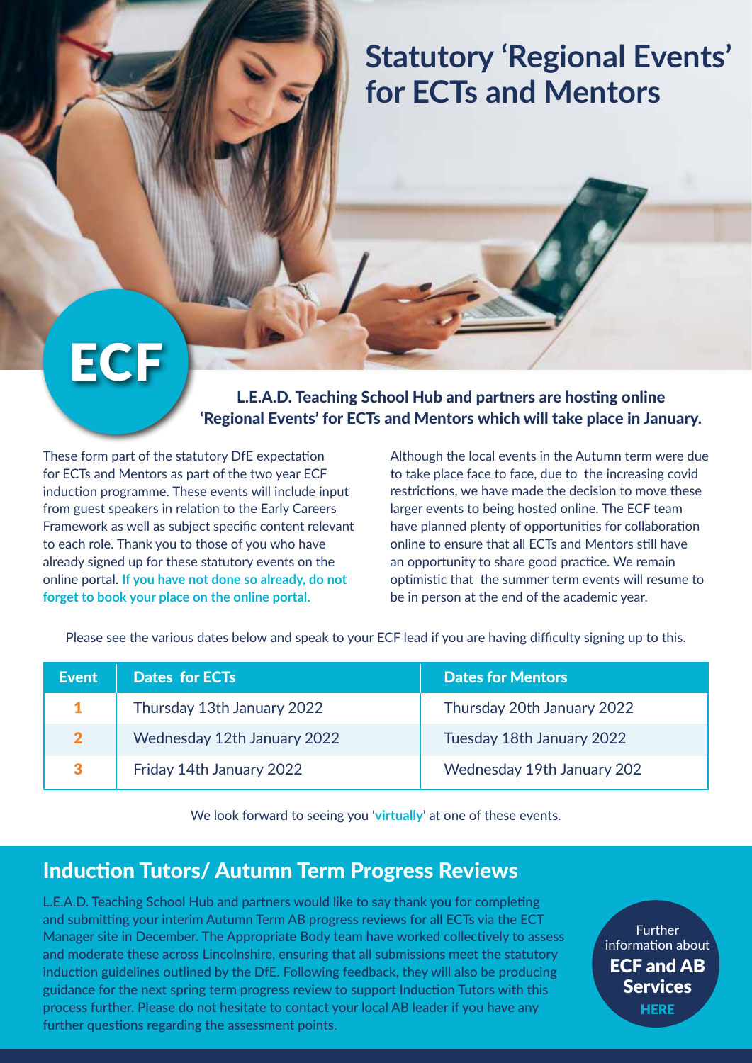# Statutory 'Regional Events' for ECTs and Mentors

ECF

**L.E.A.D. Teaching School Hub and partners are hosting online 'Regional Events' for ECTs and Mentors which will take place in January.**

These form part of the statutory DfE expectation for ECTs and Mentors as part of the two year ECF induction programme. These events will include input from guest speakers in relation to the Early Careers Framework as well as subject specific content relevant to each role. Thank you to those of you who have already signed up for these statutory events on the online portal. **If you have not done so already, do not forget to book your place on the online portal.**

Although the local events in the Autumn term were due to take place face to face, due to the increasing covid restrictions, we have made the decision to move these larger events to being hosted online. The ECF team have planned plenty of opportunities for collaboration online to ensure that all ECTs and Mentors still have an opportunity to share good practice. We remain optimistic that the summer term events will resume to be in person at the end of the academic year.

Please see the various dates below and speak to your ECF lead if you are having difficulty signing up to this.

| Event | Dates for ECTs | Dates for Mentors |
|---|---|---|
| 1 | Thursday 13th January 2022 | Thursday 20th January 2022 |
| 2 | Wednesday 12th January 2022 | Tuesday 18th January 2022 |
| 3 | Friday 14th January 2022 | Wednesday 19th January 202 |

We look forward to seeing you '**virtually**' at one of these events.

## Induction Tutors/ Autumn Term Progress Reviews

L.E.A.D. Teaching School Hub and partners would like to say thank you for completing and submitting your interim Autumn Term AB progress reviews for all ECTs via the ECT Manager site in December. The Appropriate Body team have worked collectively to assess and moderate these across Lincolnshire, ensuring that all submissions meet the statutory induction guidelines outlined by the DfE. Following feedback, they will also be producing guidance for the next spring term progress review to support Induction Tutors with this process further. Please do not hesitate to contact your local AB leader if you have any further questions regarding the assessment points.

Further information about **ECF and AB Services** HERE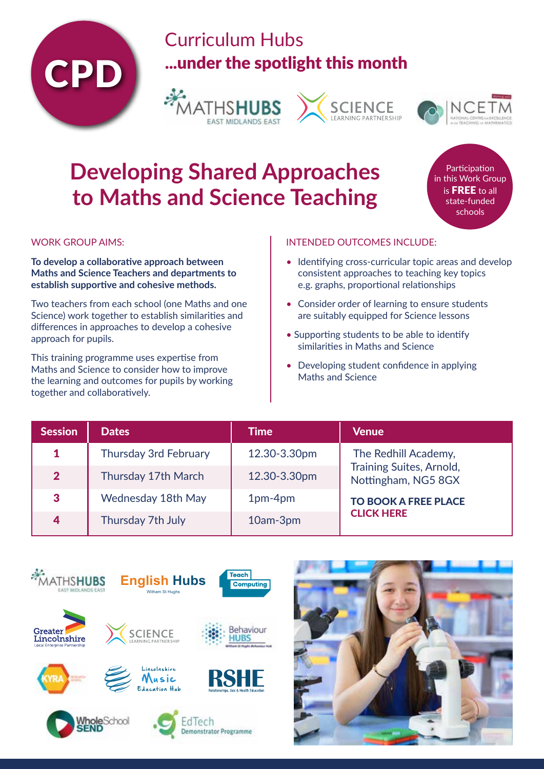CPD

# Curriculum Hubs
## ...under the spotlight this month

# Developing Shared Approaches to Maths and Science Teaching

Participation in this Work Group is **FREE** to all state-funded schools

WORK GROUP AIMS:

**To develop a collaborative approach between Maths and Science Teachers and departments to establish supportive and cohesive methods.**

Two teachers from each school (one Maths and one Science) work together to establish similarities and differences in approaches to develop a cohesive approach for pupils.

This training programme uses expertise from Maths and Science to consider how to improve the learning and outcomes for pupils by working together and collaboratively.

INTENDED OUTCOMES INCLUDE:

- Identifying cross-curricular topic areas and develop consistent approaches to teaching key topics e.g. graphs, proportional relationships
- Consider order of learning to ensure students are suitably equipped for Science lessons
- Supporting students to be able to identify similarities in Maths and Science
- Developing student confidence in applying Maths and Science

| Session | Dates | Time | Venue |
|---|---|---|---|
| 1 | Thursday 3rd February | 12.30-3.30pm | The Redhill Academy, Training Suites, Arnold, Nottingham, NG5 8GX |
| 2 | Thursday 17th March | 12.30-3.30pm | |
| 3 | Wednesday 18th May | 1pm-4pm | **TO BOOK A FREE PLACE CLICK HERE** |
| 4 | Thursday 7th July | 10am-3pm | |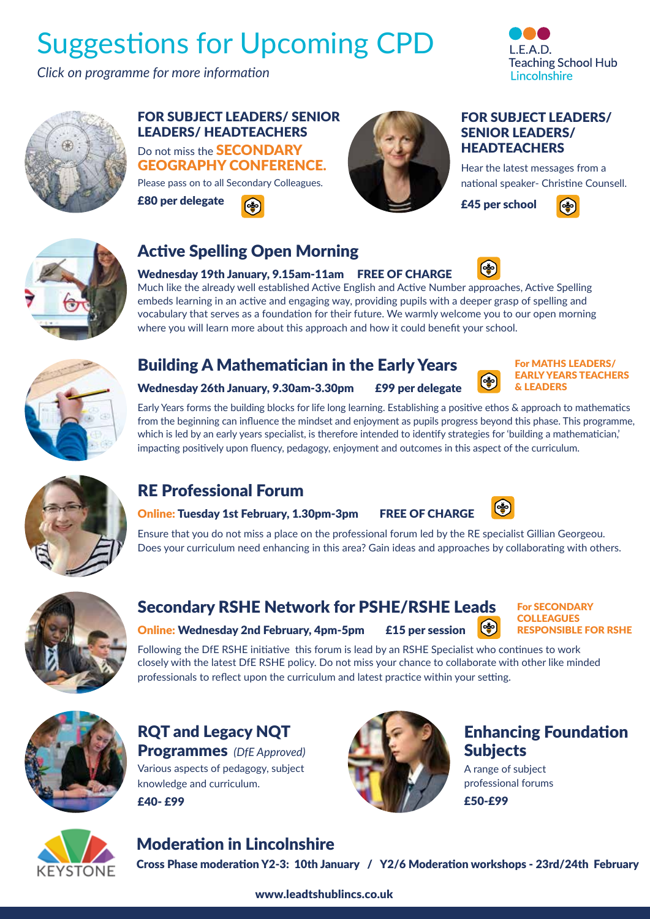# Suggestions for Upcoming CPD

*Click on programme for more information*

L.E.A.D. Teaching School Hub Lincolnshire

## FOR SUBJECT LEADERS/ SENIOR LEADERS/ HEADTEACHERS

Do not miss the **SECONDARY GEOGRAPHY CONFERENCE.**

Please pass on to all Secondary Colleagues.

**£80 per delegate**

## FOR SUBJECT LEADERS/ SENIOR LEADERS/ HEADTEACHERS

Hear the latest messages from a national speaker- Christine Counsell.

**£45 per school**

## Active Spelling Open Morning

**Wednesday 19th January, 9.15am-11am FREE OF CHARGE**

Much like the already well established Active English and Active Number approaches, Active Spelling embeds learning in an active and engaging way, providing pupils with a deeper grasp of spelling and vocabulary that serves as a foundation for their future. We warmly welcome you to our open morning where you will learn more about this approach and how it could benefit your school.

## Building A Mathematician in the Early Years

**For MATHS LEADERS/ EARLY YEARS TEACHERS & LEADERS**

**Wednesday 26th January, 9.30am-3.30pm £99 per delegate**

Early Years forms the building blocks for life long learning. Establishing a positive ethos & approach to mathematics from the beginning can influence the mindset and enjoyment as pupils progress beyond this phase. This programme, which is led by an early years specialist, is therefore intended to identify strategies for 'building a mathematician,' impacting positively upon fluency, pedagogy, enjoyment and outcomes in this aspect of the curriculum.

## RE Professional Forum

**Online: Tuesday 1st February, 1.30pm-3pm FREE OF CHARGE**

Ensure that you do not miss a place on the professional forum led by the RE specialist Gillian Georgeou. Does your curriculum need enhancing in this area? Gain ideas and approaches by collaborating with others.

## Secondary RSHE Network for PSHE/RSHE Leads

**For SECONDARY COLLEAGUES RESPONSIBLE FOR RSHE**

**Online: Wednesday 2nd February, 4pm-5pm £15 per session**

Following the DfE RSHE initiative this forum is lead by an RSHE Specialist who continues to work closely with the latest DfE RSHE policy. Do not miss your chance to collaborate with other like minded professionals to reflect upon the curriculum and latest practice within your setting.

## RQT and Legacy NQT Programmes *(DfE Approved)*

Various aspects of pedagogy, subject knowledge and curriculum.

**£40- £99**

## Enhancing Foundation Subjects

A range of subject professional forums

**£50-£99**

## Moderation in Lincolnshire

KEYSTONE

**Cross Phase moderation Y2-3: 10th January / Y2/6 Moderation workshops - 23rd/24th February**

**www.leadtshublincs.co.uk**